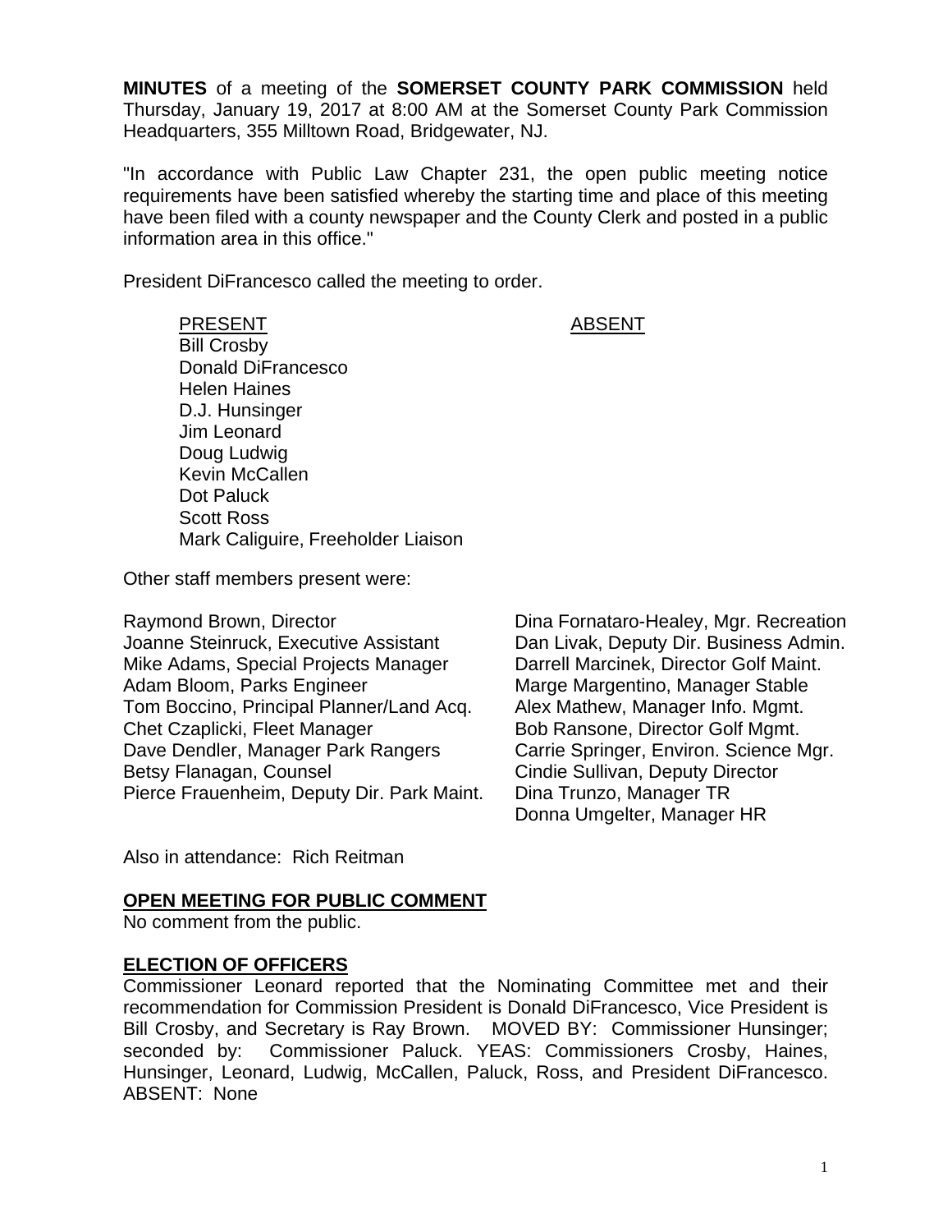**MINUTES** of a meeting of the **SOMERSET COUNTY PARK COMMISSION** held Thursday, January 19, 2017 at 8:00 AM at the Somerset County Park Commission Headquarters, 355 Milltown Road, Bridgewater, NJ.

"In accordance with Public Law Chapter 231, the open public meeting notice requirements have been satisfied whereby the starting time and place of this meeting have been filed with a county newspaper and the County Clerk and posted in a public information area in this office."

President DiFrancesco called the meeting to order.

| PRESENT | ABSENT |
|---|---|
| Bill Crosby | |
| Donald DiFrancesco | |
| Helen Haines | |
| D.J. Hunsinger | |
| Jim Leonard | |
| Doug Ludwig | |
| Kevin McCallen | |
| Dot Paluck | |
| Scott Ross | |
| Mark Caliguire, Freeholder Liaison | |

Other staff members present were:

Raymond Brown, Director
Joanne Steinruck, Executive Assistant
Mike Adams, Special Projects Manager
Adam Bloom, Parks Engineer
Tom Boccino, Principal Planner/Land Acq.
Chet Czaplicki, Fleet Manager
Dave Dendler, Manager Park Rangers
Betsy Flanagan, Counsel
Pierce Frauenheim, Deputy Dir. Park Maint.
Dina Fornataro-Healey, Mgr. Recreation
Dan Livak, Deputy Dir. Business Admin.
Darrell Marcinek, Director Golf Maint.
Marge Margentino, Manager Stable
Alex Mathew, Manager Info. Mgmt.
Bob Ransone, Director Golf Mgmt.
Carrie Springer, Environ. Science Mgr.
Cindie Sullivan, Deputy Director
Dina Trunzo, Manager TR
Donna Umgelter, Manager HR

Also in attendance: Rich Reitman

**OPEN MEETING FOR PUBLIC COMMENT**

No comment from the public.

**ELECTION OF OFFICERS**

Commissioner Leonard reported that the Nominating Committee met and their recommendation for Commission President is Donald DiFrancesco, Vice President is Bill Crosby, and Secretary is Ray Brown. MOVED BY: Commissioner Hunsinger; seconded by: Commissioner Paluck. YEAS: Commissioners Crosby, Haines, Hunsinger, Leonard, Ludwig, McCallen, Paluck, Ross, and President DiFrancesco. ABSENT: None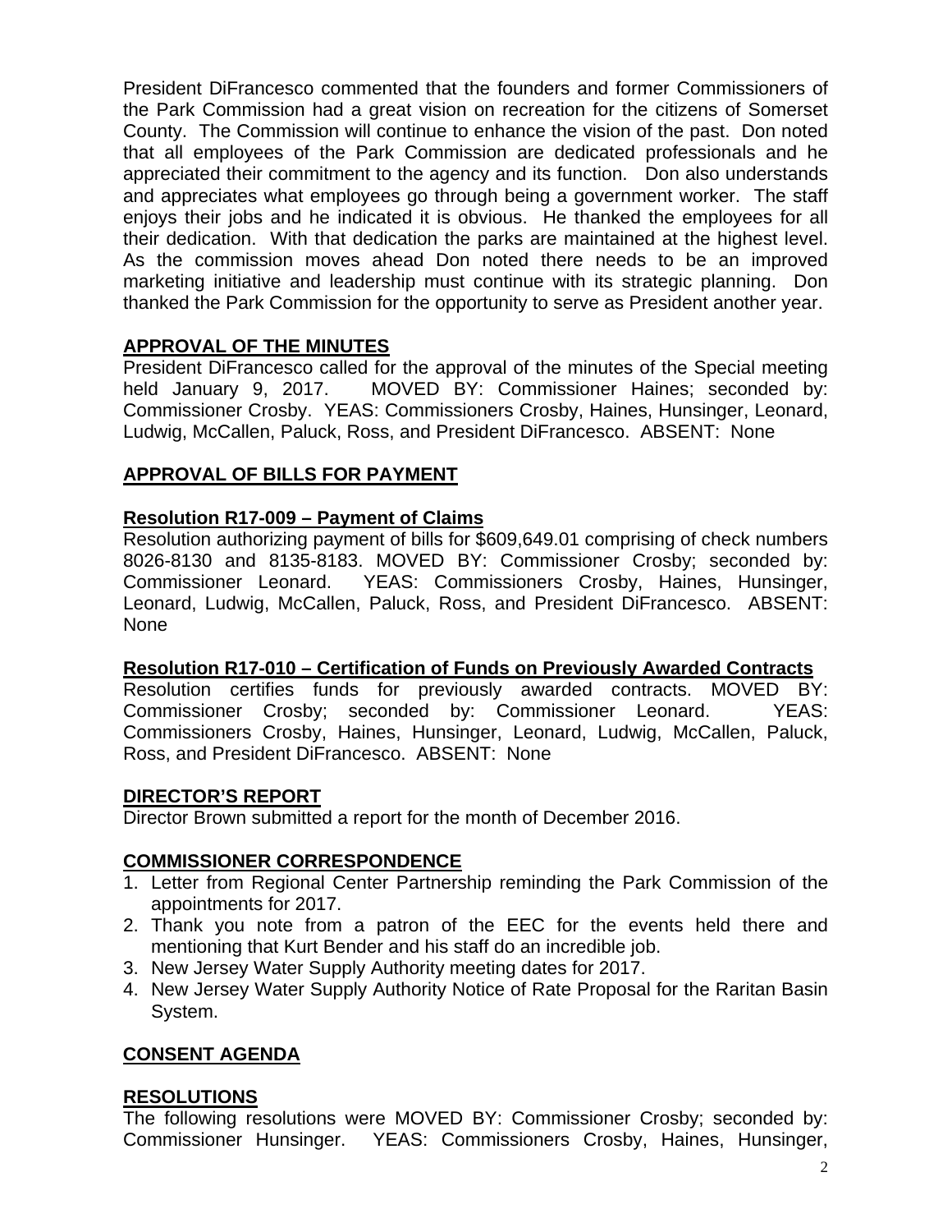President DiFrancesco commented that the founders and former Commissioners of the Park Commission had a great vision on recreation for the citizens of Somerset County. The Commission will continue to enhance the vision of the past. Don noted that all employees of the Park Commission are dedicated professionals and he appreciated their commitment to the agency and its function. Don also understands and appreciates what employees go through being a government worker. The staff enjoys their jobs and he indicated it is obvious. He thanked the employees for all their dedication. With that dedication the parks are maintained at the highest level. As the commission moves ahead Don noted there needs to be an improved marketing initiative and leadership must continue with its strategic planning. Don thanked the Park Commission for the opportunity to serve as President another year.

## APPROVAL OF THE MINUTES

President DiFrancesco called for the approval of the minutes of the Special meeting held January 9, 2017. MOVED BY: Commissioner Haines; seconded by: Commissioner Crosby. YEAS: Commissioners Crosby, Haines, Hunsinger, Leonard, Ludwig, McCallen, Paluck, Ross, and President DiFrancesco. ABSENT: None

## APPROVAL OF BILLS FOR PAYMENT

### Resolution R17-009 – Payment of Claims

Resolution authorizing payment of bills for $609,649.01 comprising of check numbers 8026-8130 and 8135-8183. MOVED BY: Commissioner Crosby; seconded by: Commissioner Leonard. YEAS: Commissioners Crosby, Haines, Hunsinger, Leonard, Ludwig, McCallen, Paluck, Ross, and President DiFrancesco. ABSENT: None

### Resolution R17-010 – Certification of Funds on Previously Awarded Contracts

Resolution certifies funds for previously awarded contracts. MOVED BY: Commissioner Crosby; seconded by: Commissioner Leonard. YEAS: Commissioners Crosby, Haines, Hunsinger, Leonard, Ludwig, McCallen, Paluck, Ross, and President DiFrancesco. ABSENT: None

## DIRECTOR'S REPORT

Director Brown submitted a report for the month of December 2016.

## COMMISSIONER CORRESPONDENCE

1. Letter from Regional Center Partnership reminding the Park Commission of the appointments for 2017.
2. Thank you note from a patron of the EEC for the events held there and mentioning that Kurt Bender and his staff do an incredible job.
3. New Jersey Water Supply Authority meeting dates for 2017.
4. New Jersey Water Supply Authority Notice of Rate Proposal for the Raritan Basin System.

## CONSENT AGENDA

## RESOLUTIONS

The following resolutions were MOVED BY: Commissioner Crosby; seconded by: Commissioner Hunsinger. YEAS: Commissioners Crosby, Haines, Hunsinger,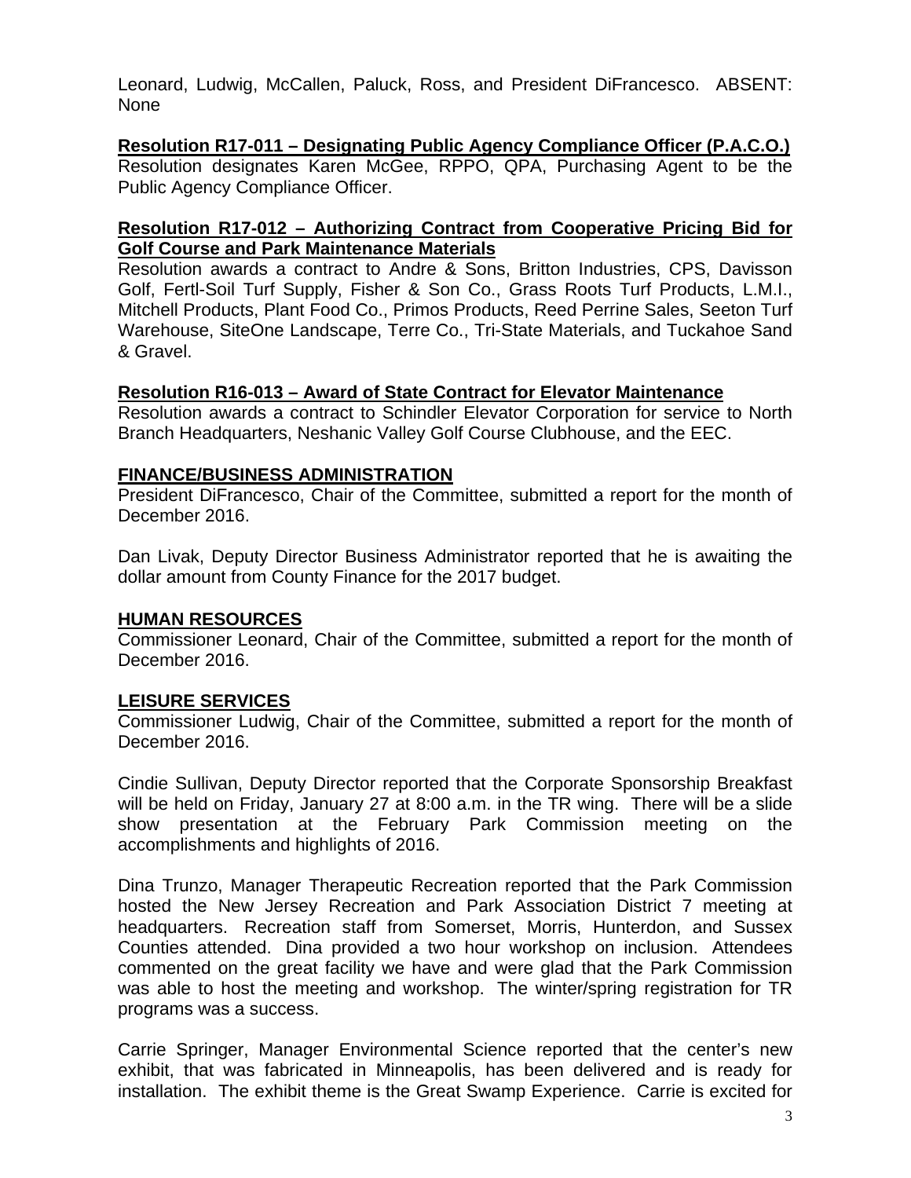Leonard, Ludwig, McCallen, Paluck, Ross, and President DiFrancesco. ABSENT: None

**Resolution R17-011 – Designating Public Agency Compliance Officer (P.A.C.O.)**
Resolution designates Karen McGee, RPPO, QPA, Purchasing Agent to be the Public Agency Compliance Officer.

**Resolution R17-012 – Authorizing Contract from Cooperative Pricing Bid for Golf Course and Park Maintenance Materials**
Resolution awards a contract to Andre & Sons, Britton Industries, CPS, Davisson Golf, Fertl-Soil Turf Supply, Fisher & Son Co., Grass Roots Turf Products, L.M.I., Mitchell Products, Plant Food Co., Primos Products, Reed Perrine Sales, Seeton Turf Warehouse, SiteOne Landscape, Terre Co., Tri-State Materials, and Tuckahoe Sand & Gravel.

**Resolution R16-013 – Award of State Contract for Elevator Maintenance**
Resolution awards a contract to Schindler Elevator Corporation for service to North Branch Headquarters, Neshanic Valley Golf Course Clubhouse, and the EEC.

## FINANCE/BUSINESS ADMINISTRATION

President DiFrancesco, Chair of the Committee, submitted a report for the month of December 2016.

Dan Livak, Deputy Director Business Administrator reported that he is awaiting the dollar amount from County Finance for the 2017 budget.

## HUMAN RESOURCES

Commissioner Leonard, Chair of the Committee, submitted a report for the month of December 2016.

## LEISURE SERVICES

Commissioner Ludwig, Chair of the Committee, submitted a report for the month of December 2016.

Cindie Sullivan, Deputy Director reported that the Corporate Sponsorship Breakfast will be held on Friday, January 27 at 8:00 a.m. in the TR wing. There will be a slide show presentation at the February Park Commission meeting on the accomplishments and highlights of 2016.

Dina Trunzo, Manager Therapeutic Recreation reported that the Park Commission hosted the New Jersey Recreation and Park Association District 7 meeting at headquarters. Recreation staff from Somerset, Morris, Hunterdon, and Sussex Counties attended. Dina provided a two hour workshop on inclusion. Attendees commented on the great facility we have and were glad that the Park Commission was able to host the meeting and workshop. The winter/spring registration for TR programs was a success.

Carrie Springer, Manager Environmental Science reported that the center's new exhibit, that was fabricated in Minneapolis, has been delivered and is ready for installation. The exhibit theme is the Great Swamp Experience. Carrie is excited for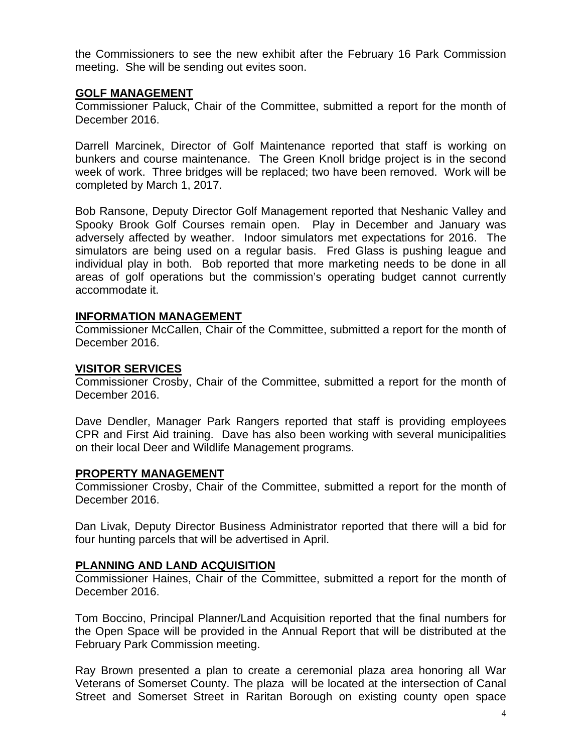the Commissioners to see the new exhibit after the February 16 Park Commission meeting. She will be sending out evites soon.

## GOLF MANAGEMENT

Commissioner Paluck, Chair of the Committee, submitted a report for the month of December 2016.

Darrell Marcinek, Director of Golf Maintenance reported that staff is working on bunkers and course maintenance. The Green Knoll bridge project is in the second week of work. Three bridges will be replaced; two have been removed. Work will be completed by March 1, 2017.

Bob Ransone, Deputy Director Golf Management reported that Neshanic Valley and Spooky Brook Golf Courses remain open. Play in December and January was adversely affected by weather. Indoor simulators met expectations for 2016. The simulators are being used on a regular basis. Fred Glass is pushing league and individual play in both. Bob reported that more marketing needs to be done in all areas of golf operations but the commission's operating budget cannot currently accommodate it.

## INFORMATION MANAGEMENT

Commissioner McCallen, Chair of the Committee, submitted a report for the month of December 2016.

## VISITOR SERVICES

Commissioner Crosby, Chair of the Committee, submitted a report for the month of December 2016.

Dave Dendler, Manager Park Rangers reported that staff is providing employees CPR and First Aid training. Dave has also been working with several municipalities on their local Deer and Wildlife Management programs.

## PROPERTY MANAGEMENT

Commissioner Crosby, Chair of the Committee, submitted a report for the month of December 2016.

Dan Livak, Deputy Director Business Administrator reported that there will a bid for four hunting parcels that will be advertised in April.

## PLANNING AND LAND ACQUISITION

Commissioner Haines, Chair of the Committee, submitted a report for the month of December 2016.

Tom Boccino, Principal Planner/Land Acquisition reported that the final numbers for the Open Space will be provided in the Annual Report that will be distributed at the February Park Commission meeting.

Ray Brown presented a plan to create a ceremonial plaza area honoring all War Veterans of Somerset County. The plaza will be located at the intersection of Canal Street and Somerset Street in Raritan Borough on existing county open space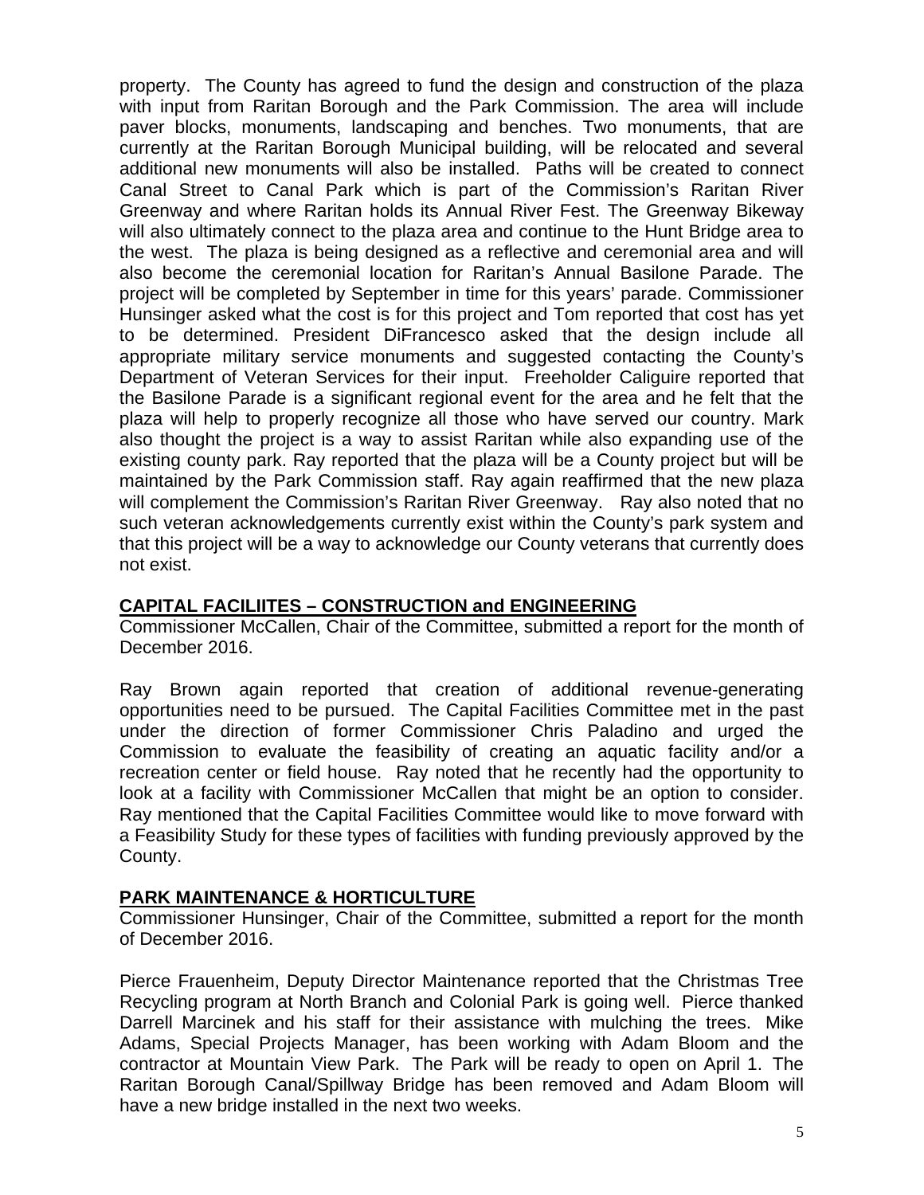property. The County has agreed to fund the design and construction of the plaza with input from Raritan Borough and the Park Commission. The area will include paver blocks, monuments, landscaping and benches. Two monuments, that are currently at the Raritan Borough Municipal building, will be relocated and several additional new monuments will also be installed. Paths will be created to connect Canal Street to Canal Park which is part of the Commission's Raritan River Greenway and where Raritan holds its Annual River Fest. The Greenway Bikeway will also ultimately connect to the plaza area and continue to the Hunt Bridge area to the west. The plaza is being designed as a reflective and ceremonial area and will also become the ceremonial location for Raritan's Annual Basilone Parade. The project will be completed by September in time for this years' parade. Commissioner Hunsinger asked what the cost is for this project and Tom reported that cost has yet to be determined. President DiFrancesco asked that the design include all appropriate military service monuments and suggested contacting the County's Department of Veteran Services for their input. Freeholder Caliguire reported that the Basilone Parade is a significant regional event for the area and he felt that the plaza will help to properly recognize all those who have served our country. Mark also thought the project is a way to assist Raritan while also expanding use of the existing county park. Ray reported that the plaza will be a County project but will be maintained by the Park Commission staff. Ray again reaffirmed that the new plaza will complement the Commission's Raritan River Greenway. Ray also noted that no such veteran acknowledgements currently exist within the County's park system and that this project will be a way to acknowledge our County veterans that currently does not exist.

## CAPITAL FACILIITES – CONSTRUCTION and ENGINEERING

Commissioner McCallen, Chair of the Committee, submitted a report for the month of December 2016.

Ray Brown again reported that creation of additional revenue-generating opportunities need to be pursued. The Capital Facilities Committee met in the past under the direction of former Commissioner Chris Paladino and urged the Commission to evaluate the feasibility of creating an aquatic facility and/or a recreation center or field house. Ray noted that he recently had the opportunity to look at a facility with Commissioner McCallen that might be an option to consider. Ray mentioned that the Capital Facilities Committee would like to move forward with a Feasibility Study for these types of facilities with funding previously approved by the County.

## PARK MAINTENANCE & HORTICULTURE

Commissioner Hunsinger, Chair of the Committee, submitted a report for the month of December 2016.

Pierce Frauenheim, Deputy Director Maintenance reported that the Christmas Tree Recycling program at North Branch and Colonial Park is going well. Pierce thanked Darrell Marcinek and his staff for their assistance with mulching the trees. Mike Adams, Special Projects Manager, has been working with Adam Bloom and the contractor at Mountain View Park. The Park will be ready to open on April 1. The Raritan Borough Canal/Spillway Bridge has been removed and Adam Bloom will have a new bridge installed in the next two weeks.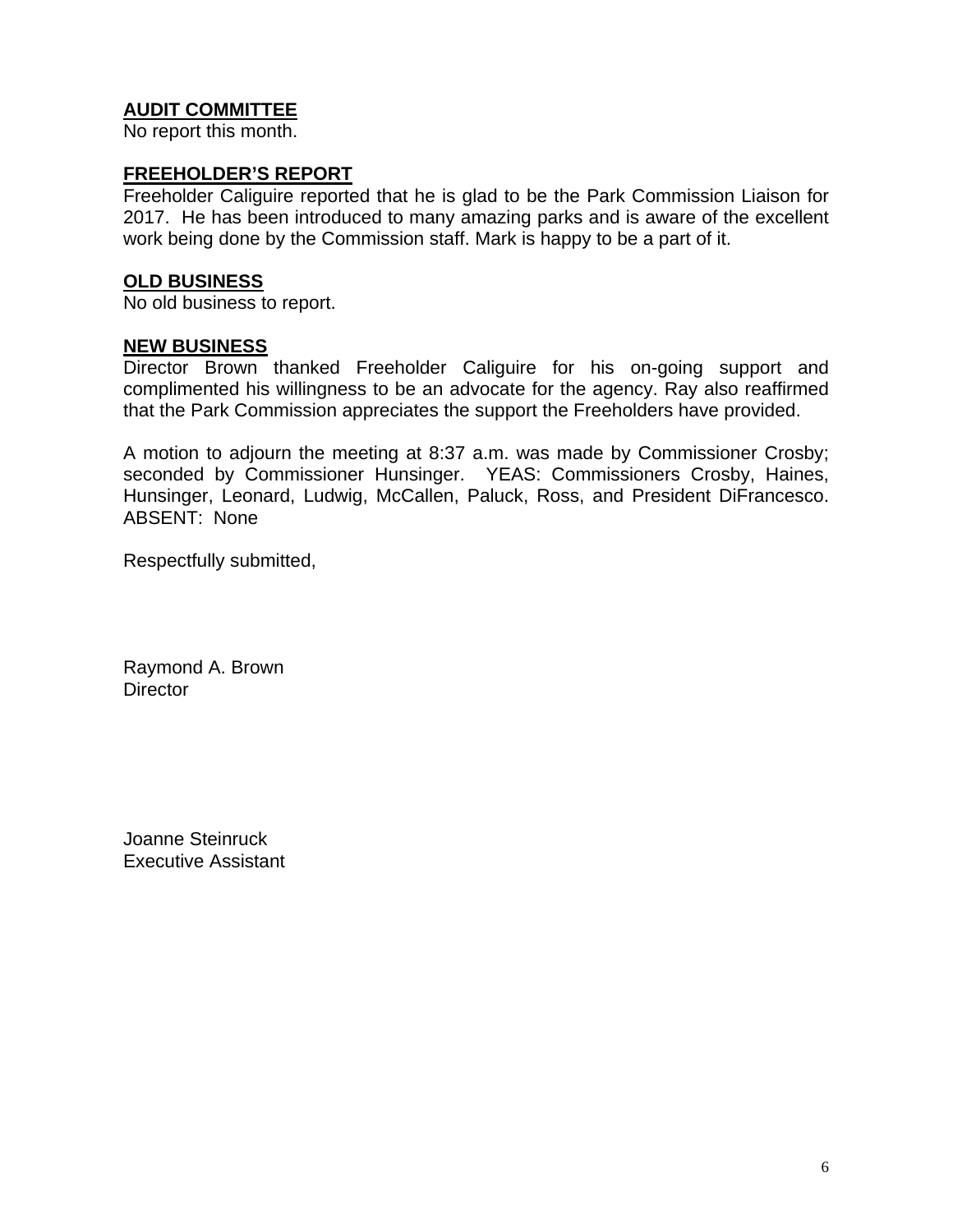**AUDIT COMMITTEE**
No report this month.

**FREEHOLDER'S REPORT**
Freeholder Caliguire reported that he is glad to be the Park Commission Liaison for 2017. He has been introduced to many amazing parks and is aware of the excellent work being done by the Commission staff. Mark is happy to be a part of it.

**OLD BUSINESS**
No old business to report.

**NEW BUSINESS**
Director Brown thanked Freeholder Caliguire for his on-going support and complimented his willingness to be an advocate for the agency. Ray also reaffirmed that the Park Commission appreciates the support the Freeholders have provided.

A motion to adjourn the meeting at 8:37 a.m. was made by Commissioner Crosby; seconded by Commissioner Hunsinger. YEAS: Commissioners Crosby, Haines, Hunsinger, Leonard, Ludwig, McCallen, Paluck, Ross, and President DiFrancesco. ABSENT: None

Respectfully submitted,

Raymond A. Brown
Director

Joanne Steinruck
Executive Assistant